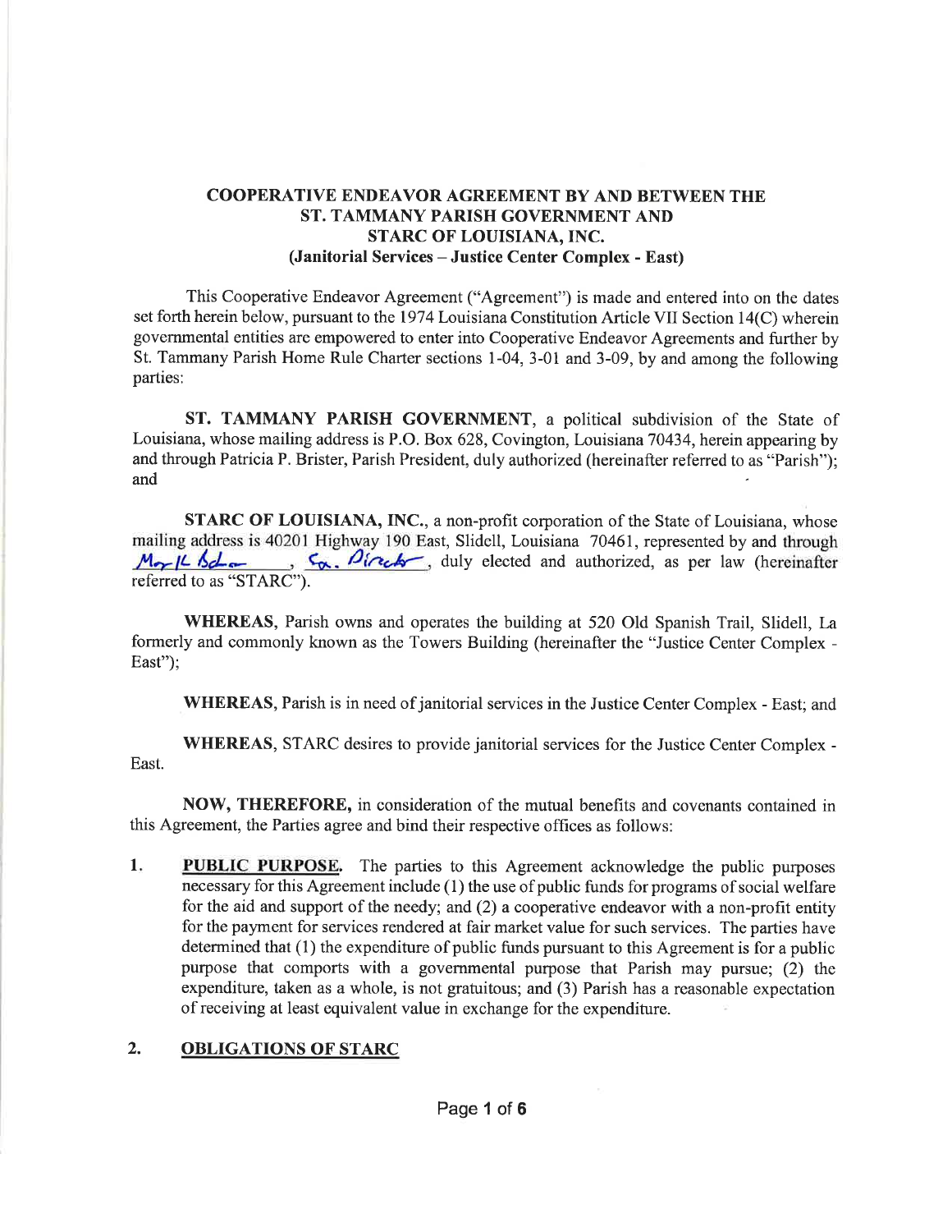**COOPERATIVE ENDEAVOR AGREEMENT BY AND BETWEEN THE ST. TAMMANY PARISH GOVERNMENT AND STARC OF LOUISIANA, INC. (Janitorial Services – Justice Center Complex - East)**

This Cooperative Endeavor Agreement ("Agreement") is made and entered into on the dates set forth herein below, pursuant to the 1974 Louisiana Constitution Article VII Section 14(C) wherein governmental entities are empowered to enter into Cooperative Endeavor Agreements and further by St. Tammany Parish Home Rule Charter sections 1-04, 3-01 and 3-09, by and among the following parties:

**ST. TAMMANY PARISH GOVERNMENT**, a political subdivision of the State of Louisiana, whose mailing address is P.O. Box 628, Covington, Louisiana 70434, herein appearing by and through Patricia P. Brister, Parish President, duly authorized (hereinafter referred to as "Parish"); and

**STARC OF LOUISIANA, INC.**, a non-profit corporation of the State of Louisiana, whose mailing address is 40201 Highway 190 East, Slidell, Louisiana 70461, represented by and through Mark Baker, Ex. Director, duly elected and authorized, as per law (hereinafter referred to as "STARC").

**WHEREAS**, Parish owns and operates the building at 520 Old Spanish Trail, Slidell, La formerly and commonly known as the Towers Building (hereinafter the "Justice Center Complex - East");

**WHEREAS**, Parish is in need of janitorial services in the Justice Center Complex - East; and

**WHEREAS**, STARC desires to provide janitorial services for the Justice Center Complex - East.

**NOW, THEREFORE,** in consideration of the mutual benefits and covenants contained in this Agreement, the Parties agree and bind their respective offices as follows:

1. **PUBLIC PURPOSE.** The parties to this Agreement acknowledge the public purposes necessary for this Agreement include (1) the use of public funds for programs of social welfare for the aid and support of the needy; and (2) a cooperative endeavor with a non-profit entity for the payment for services rendered at fair market value for such services. The parties have determined that (1) the expenditure of public funds pursuant to this Agreement is for a public purpose that comports with a governmental purpose that Parish may pursue; (2) the expenditure, taken as a whole, is not gratuitous; and (3) Parish has a reasonable expectation of receiving at least equivalent value in exchange for the expenditure.

2. **OBLIGATIONS OF STARC**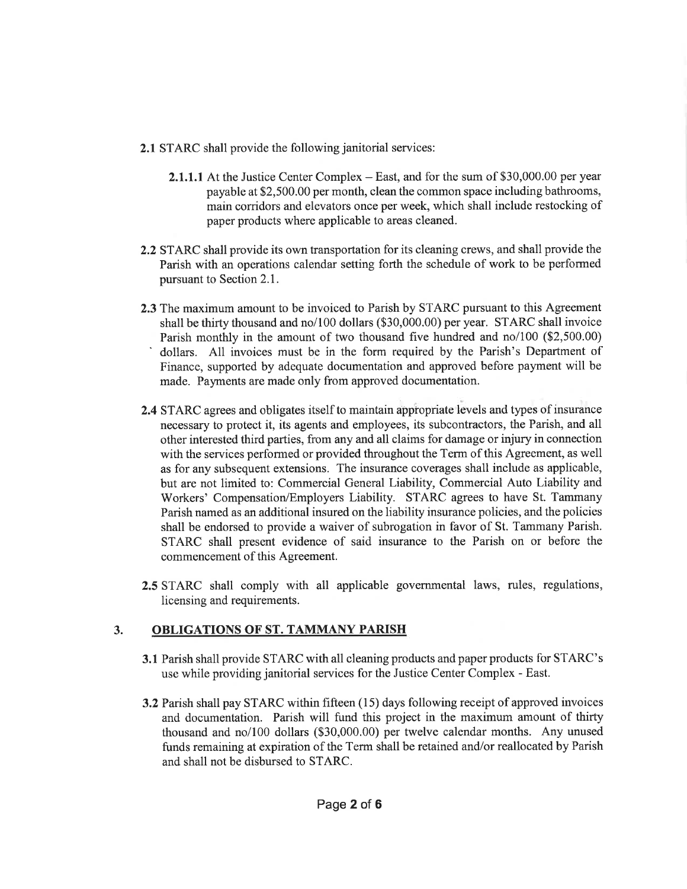**2.1** STARC shall provide the following janitorial services:

> **2.1.1.1** At the Justice Center Complex – East, and for the sum of $30,000.00 per year payable at $2,500.00 per month, clean the common space including bathrooms, main corridors and elevators once per week, which shall include restocking of paper products where applicable to areas cleaned.

**2.2** STARC shall provide its own transportation for its cleaning crews, and shall provide the Parish with an operations calendar setting forth the schedule of work to be performed pursuant to Section 2.1.

**2.3** The maximum amount to be invoiced to Parish by STARC pursuant to this Agreement shall be thirty thousand and no/100 dollars ($30,000.00) per year. STARC shall invoice Parish monthly in the amount of two thousand five hundred and no/100 ($2,500.00) dollars. All invoices must be in the form required by the Parish's Department of Finance, supported by adequate documentation and approved before payment will be made. Payments are made only from approved documentation.

**2.4** STARC agrees and obligates itself to maintain appropriate levels and types of insurance necessary to protect it, its agents and employees, its subcontractors, the Parish, and all other interested third parties, from any and all claims for damage or injury in connection with the services performed or provided throughout the Term of this Agreement, as well as for any subsequent extensions. The insurance coverages shall include as applicable, but are not limited to: Commercial General Liability, Commercial Auto Liability and Workers' Compensation/Employers Liability. STARC agrees to have St. Tammany Parish named as an additional insured on the liability insurance policies, and the policies shall be endorsed to provide a waiver of subrogation in favor of St. Tammany Parish. STARC shall present evidence of said insurance to the Parish on or before the commencement of this Agreement.

**2.5** STARC shall comply with all applicable governmental laws, rules, regulations, licensing and requirements.

## 3. OBLIGATIONS OF ST. TAMMANY PARISH

**3.1** Parish shall provide STARC with all cleaning products and paper products for STARC's use while providing janitorial services for the Justice Center Complex - East.

**3.2** Parish shall pay STARC within fifteen (15) days following receipt of approved invoices and documentation. Parish will fund this project in the maximum amount of thirty thousand and no/100 dollars ($30,000.00) per twelve calendar months. Any unused funds remaining at expiration of the Term shall be retained and/or reallocated by Parish and shall not be disbursed to STARC.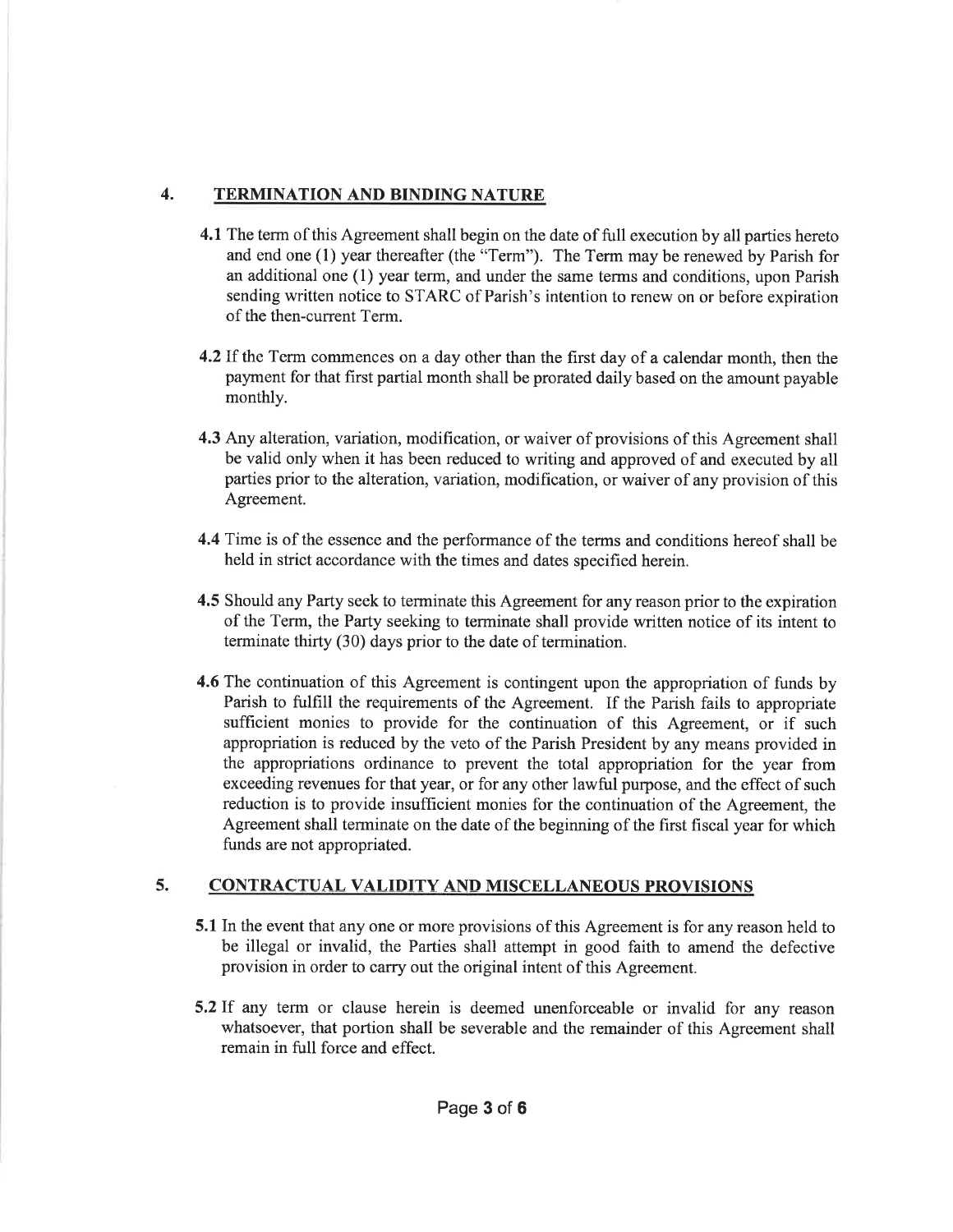## 4. TERMINATION AND BINDING NATURE

**4.1** The term of this Agreement shall begin on the date of full execution by all parties hereto and end one (1) year thereafter (the "Term"). The Term may be renewed by Parish for an additional one (1) year term, and under the same terms and conditions, upon Parish sending written notice to STARC of Parish's intention to renew on or before expiration of the then-current Term.

**4.2** If the Term commences on a day other than the first day of a calendar month, then the payment for that first partial month shall be prorated daily based on the amount payable monthly.

**4.3** Any alteration, variation, modification, or waiver of provisions of this Agreement shall be valid only when it has been reduced to writing and approved of and executed by all parties prior to the alteration, variation, modification, or waiver of any provision of this Agreement.

**4.4** Time is of the essence and the performance of the terms and conditions hereof shall be held in strict accordance with the times and dates specified herein.

**4.5** Should any Party seek to terminate this Agreement for any reason prior to the expiration of the Term, the Party seeking to terminate shall provide written notice of its intent to terminate thirty (30) days prior to the date of termination.

**4.6** The continuation of this Agreement is contingent upon the appropriation of funds by Parish to fulfill the requirements of the Agreement. If the Parish fails to appropriate sufficient monies to provide for the continuation of this Agreement, or if such appropriation is reduced by the veto of the Parish President by any means provided in the appropriations ordinance to prevent the total appropriation for the year from exceeding revenues for that year, or for any other lawful purpose, and the effect of such reduction is to provide insufficient monies for the continuation of the Agreement, the Agreement shall terminate on the date of the beginning of the first fiscal year for which funds are not appropriated.

## 5. CONTRACTUAL VALIDITY AND MISCELLANEOUS PROVISIONS

**5.1** In the event that any one or more provisions of this Agreement is for any reason held to be illegal or invalid, the Parties shall attempt in good faith to amend the defective provision in order to carry out the original intent of this Agreement.

**5.2** If any term or clause herein is deemed unenforceable or invalid for any reason whatsoever, that portion shall be severable and the remainder of this Agreement shall remain in full force and effect.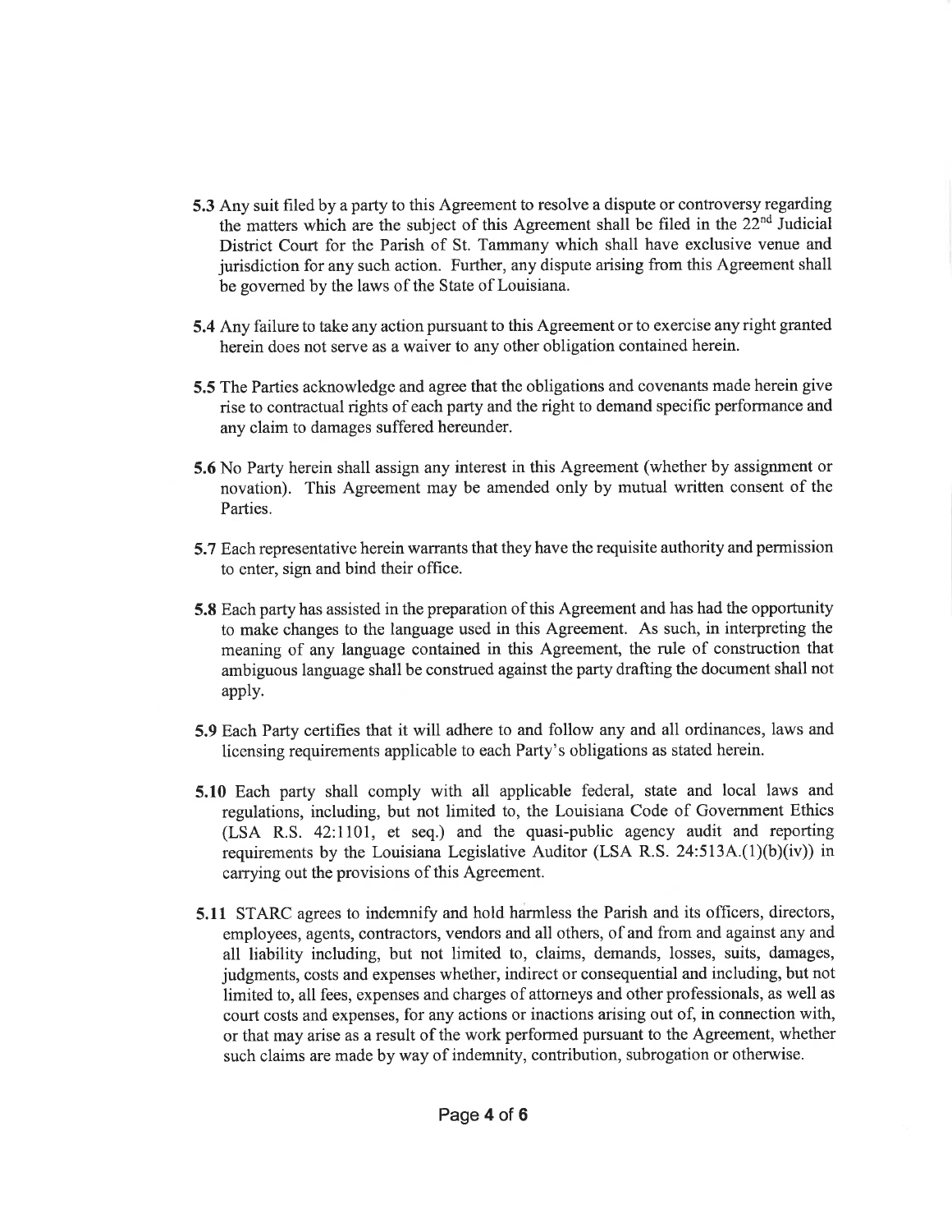**5.3** Any suit filed by a party to this Agreement to resolve a dispute or controversy regarding the matters which are the subject of this Agreement shall be filed in the 22nd Judicial District Court for the Parish of St. Tammany which shall have exclusive venue and jurisdiction for any such action. Further, any dispute arising from this Agreement shall be governed by the laws of the State of Louisiana.

**5.4** Any failure to take any action pursuant to this Agreement or to exercise any right granted herein does not serve as a waiver to any other obligation contained herein.

**5.5** The Parties acknowledge and agree that the obligations and covenants made herein give rise to contractual rights of each party and the right to demand specific performance and any claim to damages suffered hereunder.

**5.6** No Party herein shall assign any interest in this Agreement (whether by assignment or novation). This Agreement may be amended only by mutual written consent of the Parties.

**5.7** Each representative herein warrants that they have the requisite authority and permission to enter, sign and bind their office.

**5.8** Each party has assisted in the preparation of this Agreement and has had the opportunity to make changes to the language used in this Agreement. As such, in interpreting the meaning of any language contained in this Agreement, the rule of construction that ambiguous language shall be construed against the party drafting the document shall not apply.

**5.9** Each Party certifies that it will adhere to and follow any and all ordinances, laws and licensing requirements applicable to each Party's obligations as stated herein.

**5.10** Each party shall comply with all applicable federal, state and local laws and regulations, including, but not limited to, the Louisiana Code of Government Ethics (LSA R.S. 42:1101, et seq.) and the quasi-public agency audit and reporting requirements by the Louisiana Legislative Auditor (LSA R.S. 24:513A.(1)(b)(iv)) in carrying out the provisions of this Agreement.

**5.11** STARC agrees to indemnify and hold harmless the Parish and its officers, directors, employees, agents, contractors, vendors and all others, of and from and against any and all liability including, but not limited to, claims, demands, losses, suits, damages, judgments, costs and expenses whether, indirect or consequential and including, but not limited to, all fees, expenses and charges of attorneys and other professionals, as well as court costs and expenses, for any actions or inactions arising out of, in connection with, or that may arise as a result of the work performed pursuant to the Agreement, whether such claims are made by way of indemnity, contribution, subrogation or otherwise.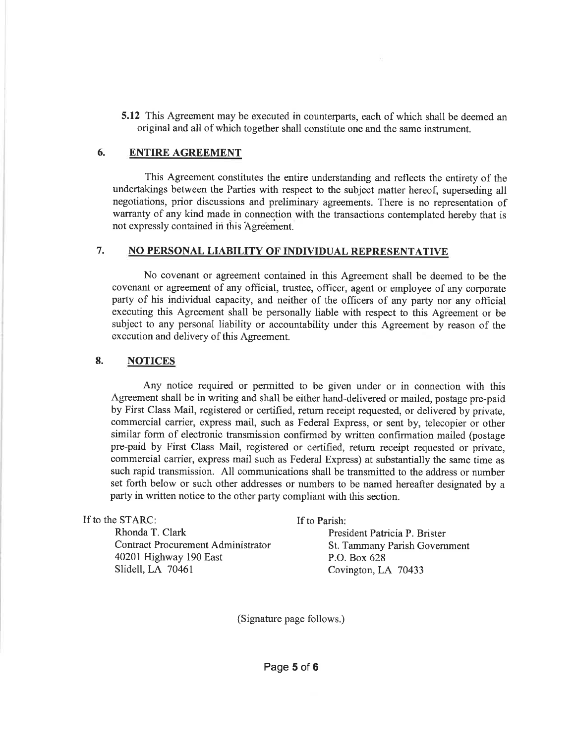**5.12** This Agreement may be executed in counterparts, each of which shall be deemed an original and all of which together shall constitute one and the same instrument.

## 6. ENTIRE AGREEMENT

This Agreement constitutes the entire understanding and reflects the entirety of the undertakings between the Parties with respect to the subject matter hereof, superseding all negotiations, prior discussions and preliminary agreements. There is no representation of warranty of any kind made in connection with the transactions contemplated hereby that is not expressly contained in this Agreement.

## 7. NO PERSONAL LIABILITY OF INDIVIDUAL REPRESENTATIVE

No covenant or agreement contained in this Agreement shall be deemed to be the covenant or agreement of any official, trustee, officer, agent or employee of any corporate party of his individual capacity, and neither of the officers of any party nor any official executing this Agreement shall be personally liable with respect to this Agreement or be subject to any personal liability or accountability under this Agreement by reason of the execution and delivery of this Agreement.

## 8. NOTICES

Any notice required or permitted to be given under or in connection with this Agreement shall be in writing and shall be either hand-delivered or mailed, postage pre-paid by First Class Mail, registered or certified, return receipt requested, or delivered by private, commercial carrier, express mail, such as Federal Express, or sent by, telecopier or other similar form of electronic transmission confirmed by written confirmation mailed (postage pre-paid by First Class Mail, registered or certified, return receipt requested or private, commercial carrier, express mail such as Federal Express) at substantially the same time as such rapid transmission. All communications shall be transmitted to the address or number set forth below or such other addresses or numbers to be named hereafter designated by a party in written notice to the other party compliant with this section.

If to the STARC:
Rhonda T. Clark
Contract Procurement Administrator
40201 Highway 190 East
Slidell, LA 70461

If to Parish:
President Patricia P. Brister
St. Tammany Parish Government
P.O. Box 628
Covington, LA 70433

(Signature page follows.)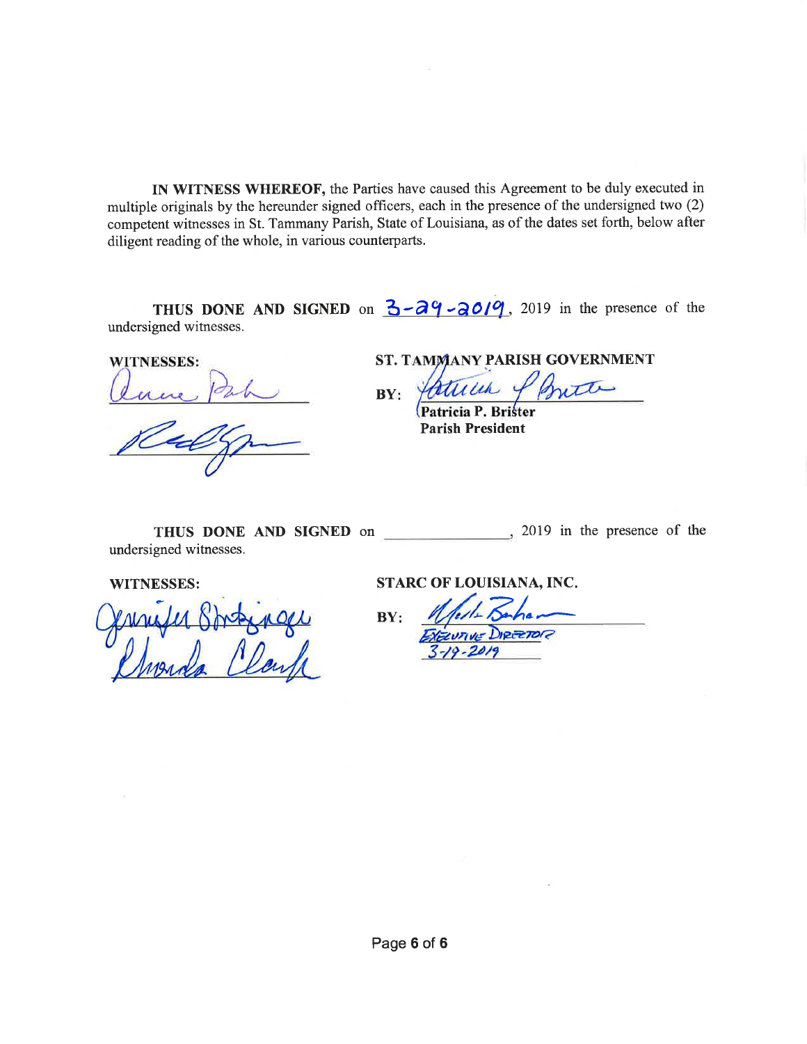**IN WITNESS WHEREOF,** the Parties have caused this Agreement to be duly executed in multiple originals by the hereunder signed officers, each in the presence of the undersigned two (2) competent witnesses in St. Tammany Parish, State of Louisiana, as of the dates set forth, below after diligent reading of the whole, in various counterparts.

**THUS DONE AND SIGNED** on 3-29-2019, 2019 in the presence of the undersigned witnesses.

**WITNESSES:**

_______________________

_______________________

**ST. TAMMANY PARISH GOVERNMENT**

**BY:** _______________________
**Patricia P. Brister**
**Parish President**

**THUS DONE AND SIGNED** on _______________, 2019 in the presence of the undersigned witnesses.

**WITNESSES:**

_______________________

_______________________

**STARC OF LOUISIANA, INC.**

**BY:** _______________________
EXECUTIVE DIRECTOR
3-19-2019